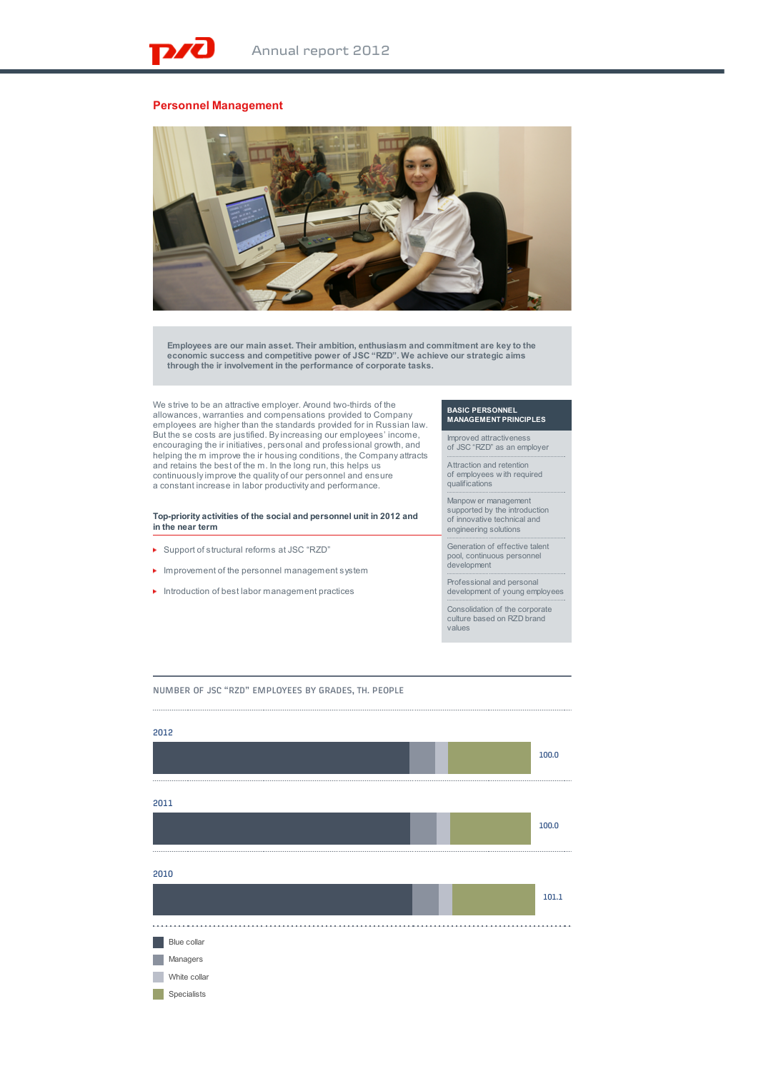## Personnel Management

**Employees are our main asset. Their ambition, enthusiasm and commitment are key to the economic success and competitive power of JSC "RZD". We achieve our strategic aims through the ir involvement in the performance of corporate tasks.**

We strive to be an attractive employer. Around two-thirds of the allowances, warranties and compensations provided to Company employees are higher than the standards provided for in Russian law. But the se costs are justified. By increasing our employees' income, encouraging the ir initiatives, personal and professional growth, and helping the m improve the ir housing conditions, the Company attracts and retains the best of the m. In the long run, this helps us continuously improve the quality of our personnel and ensure a constant increase in labor productivity and performance.

### Top-priority activities of the social and personnel unit in 2012 and in the near term

- Support of structural reforms at JSC "RZD"
- Improvement of the personnel management system
- Introduction of best labor management practices

### BASIC PERSONNEL MANAGEMENT PRINCIPLES

- Improved attractiveness of JSC "RZD" as an employer
- Attraction and retention of employees with required qualifications
- Manpower management supported by the introduction of innovative technical and engineering solutions
- Generation of effective talent pool, continuous personnel development
- Professional and personal development of young employees
- Consolidation of the corporate culture based on RZD brand values

### NUMBER OF JSC "RZD" EMPLOYEES BY GRADES, TH. PEOPLE

| Year | Total |
|---|---|
| 2012 | 100.0 |
| 2011 | 100.0 |
| 2010 | 101.1 |

Legend: Blue collar; Managers; White collar; Specialists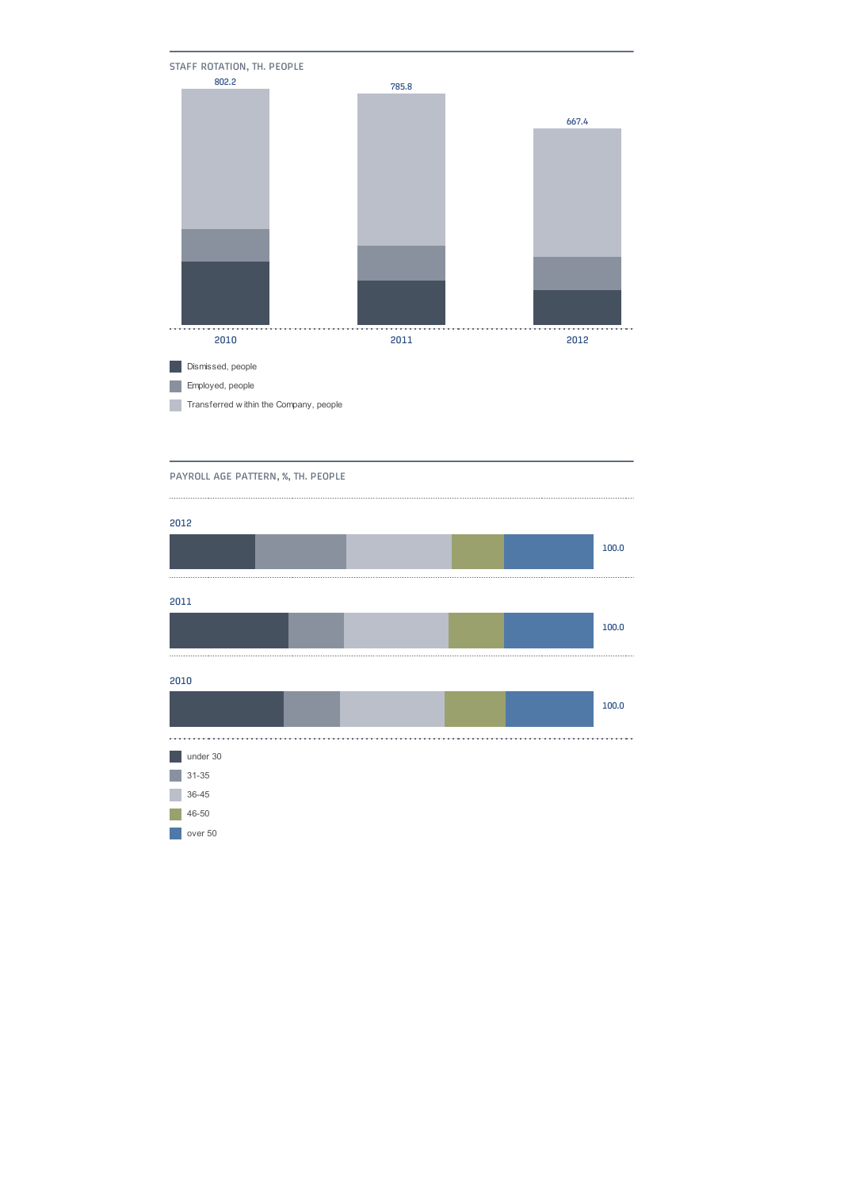## STAFF ROTATION, TH. PEOPLE

| | 2010 | 2011 | 2012 |
|---|---|---|---|
| Total | 802.2 | 785.8 | 667.4 |

- Dismissed, people
- Employed, people
- Transferred within the Company, people

## PAYROLL AGE PATTERN, %, TH. PEOPLE

| | 2012 | 2011 | 2010 |
|---|---|---|---|
| Total | 100.0 | 100.0 | 100.0 |

- under 30
- 31-35
- 36-45
- 46-50
- over 50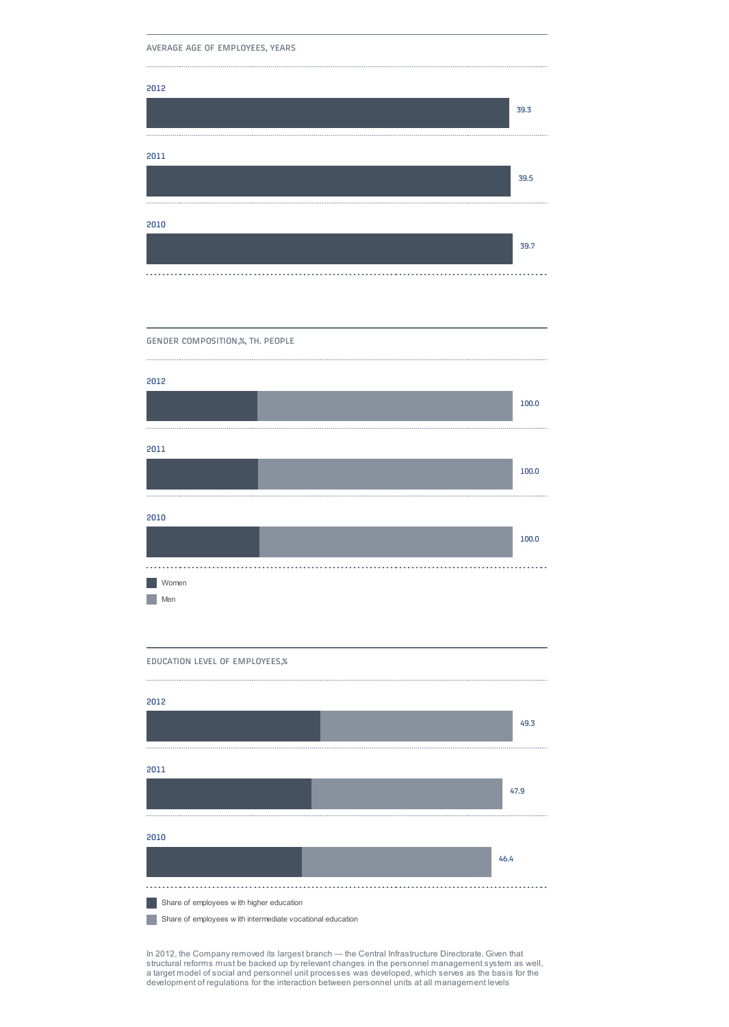AVERAGE AGE OF EMPLOYEES, YEARS

| Year | Average age |
|---|---|
| 2012 | 39.3 |
| 2011 | 39.5 |
| 2010 | 39.7 |

GENDER COMPOSITION,%, TH. PEOPLE

| Year | Total |
|---|---|
| 2012 | 100.0 |
| 2011 | 100.0 |
| 2010 | 100.0 |

Women

Men

EDUCATION LEVEL OF EMPLOYEES,%

| Year | Total |
|---|---|
| 2012 | 49.3 |
| 2011 | 47.9 |
| 2010 | 46.4 |

Share of employees with higher education

Share of employees with intermediate vocational education

In 2012, the Company removed its largest branch — the Central Infrastructure Directorate. Given that structural reforms must be backed up by relevant changes in the personnel management system as well, a target model of social and personnel unit processes was developed, which serves as the basis for the development of regulations for the interaction between personnel units at all management levels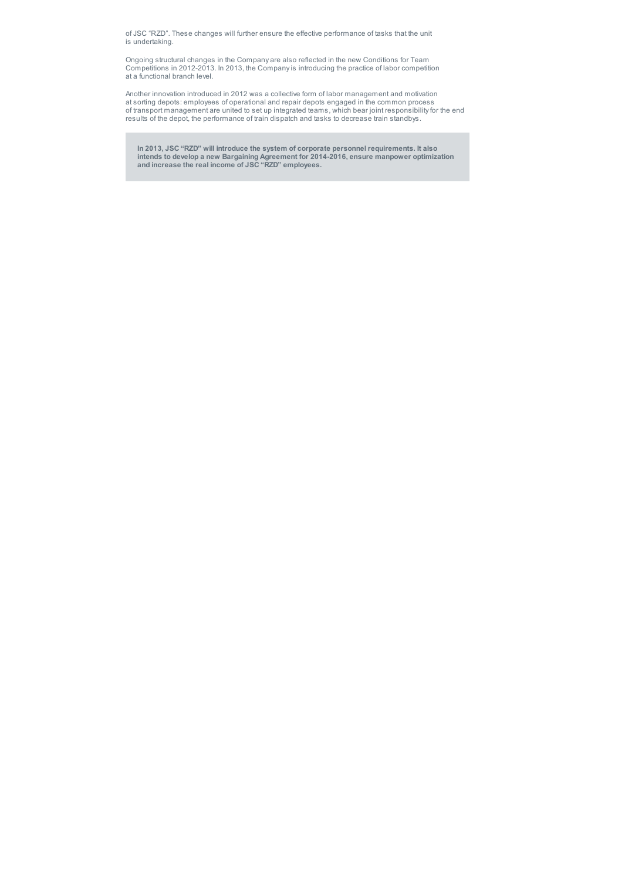of JSC "RZD". These changes will further ensure the effective performance of tasks that the unit is undertaking.

Ongoing structural changes in the Company are also reflected in the new Conditions for Team Competitions in 2012-2013. In 2013, the Company is introducing the practice of labor competition at a functional branch level.

Another innovation introduced in 2012 was a collective form of labor management and motivation at sorting depots: employees of operational and repair depots engaged in the common process of transport management are united to set up integrated teams, which bear joint responsibility for the end results of the depot, the performance of train dispatch and tasks to decrease train standbys.

**In 2013, JSC "RZD" will introduce the system of corporate personnel requirements. It also intends to develop a new Bargaining Agreement for 2014-2016, ensure manpower optimization and increase the real income of JSC "RZD" employees.**